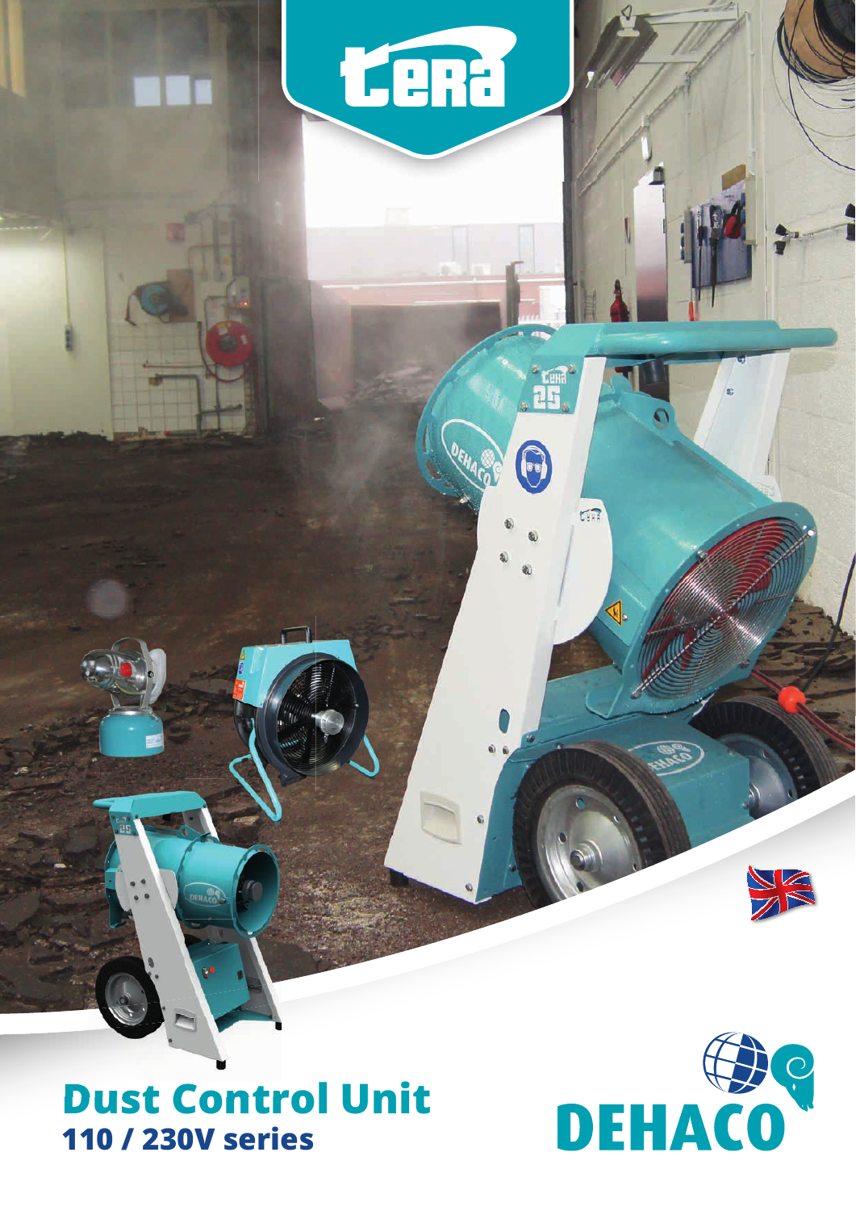# Dust Control Unit

## 110 / 230V series

DEHACO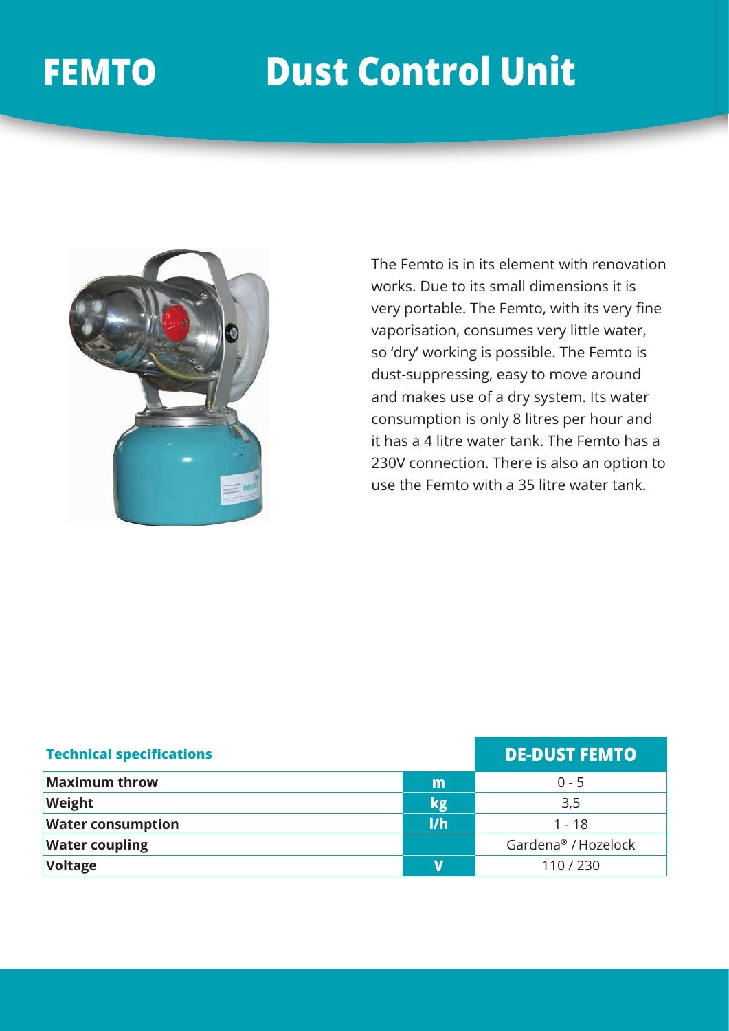# FEMTO Dust Control Unit

The Femto is in its element with renovation works. Due to its small dimensions it is very portable. The Femto, with its very fine vaporisation, consumes very little water, so 'dry' working is possible. The Femto is dust-suppressing, easy to move around and makes use of a dry system. Its water consumption is only 8 litres per hour and it has a 4 litre water tank. The Femto has a 230V connection. There is also an option to use the Femto with a 35 litre water tank.

| Technical specifications | | DE-DUST FEMTO |
|---|---|---|
| Maximum throw | m | 0 - 5 |
| Weight | kg | 3,5 |
| Water consumption | l/h | 1 - 18 |
| Water coupling | | Gardena® / Hozelock |
| Voltage | V | 110 / 230 |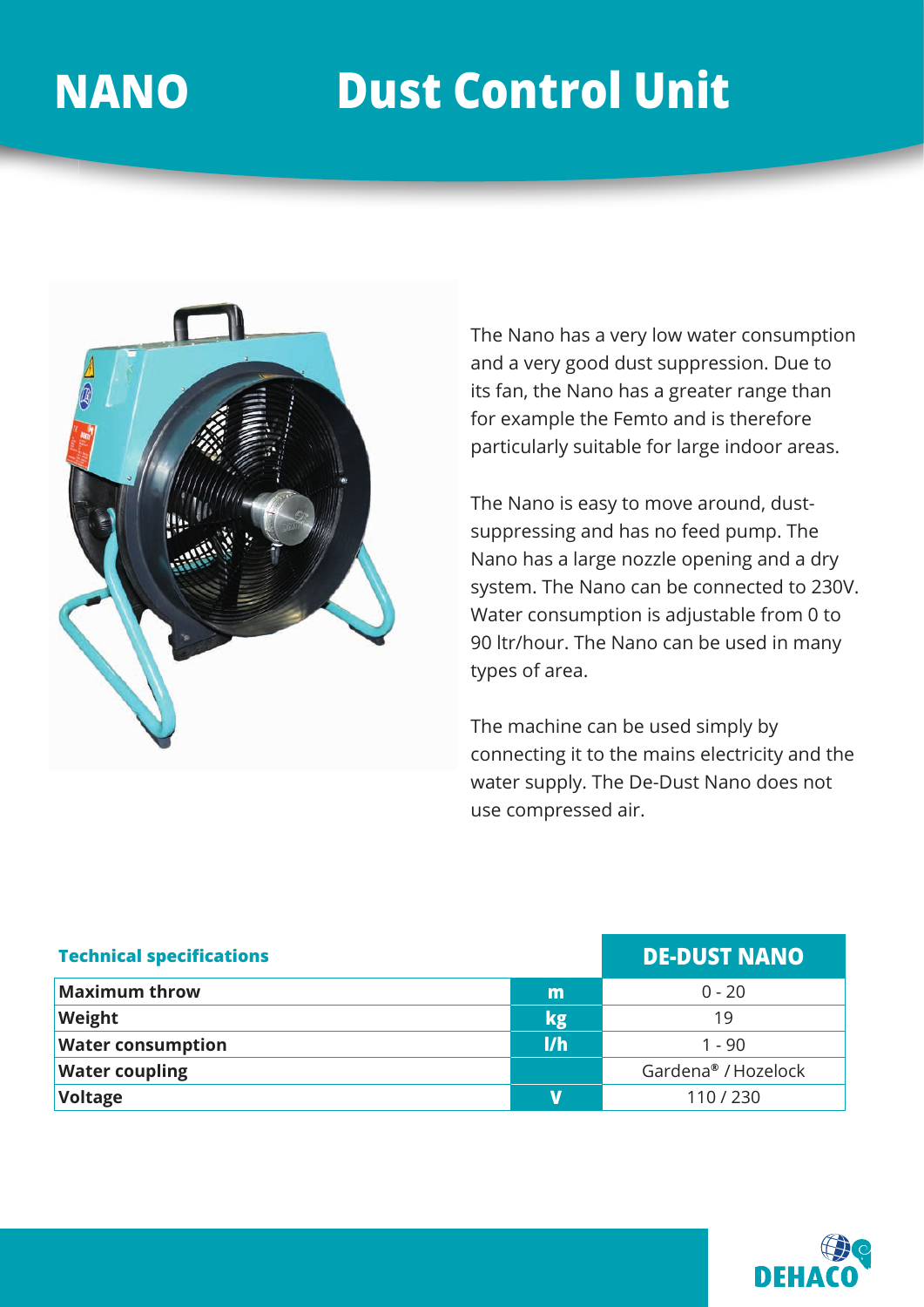# NANO Dust Control Unit

The Nano has a very low water consumption and a very good dust suppression. Due to its fan, the Nano has a greater range than for example the Femto and is therefore particularly suitable for large indoor areas.

The Nano is easy to move around, dust-suppressing and has no feed pump. The Nano has a large nozzle opening and a dry system. The Nano can be connected to 230V. Water consumption is adjustable from 0 to 90 ltr/hour. The Nano can be used in many types of area.

The machine can be used simply by connecting it to the mains electricity and the water supply. The De-Dust Nano does not use compressed air.

| Technical specifications | | DE-DUST NANO |
|---|---|---|
| Maximum throw | m | 0 - 20 |
| Weight | kg | 19 |
| Water consumption | l/h | 1 - 90 |
| Water coupling | | Gardena® / Hozelock |
| Voltage | V | 110 / 230 |

DEHACO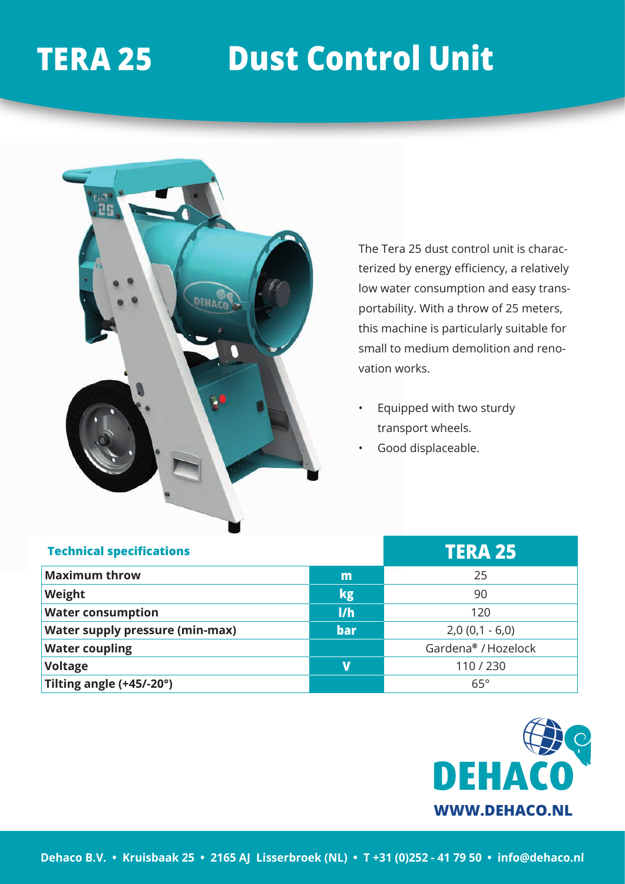# TERA 25 Dust Control Unit

The Tera 25 dust control unit is characterized by energy efficiency, a relatively low water consumption and easy transportability. With a throw of 25 meters, this machine is particularly suitable for small to medium demolition and renovation works.

- Equipped with two sturdy transport wheels.
- Good displaceable.

| Technical specifications | | TERA 25 |
|---|---|---|
| **Maximum throw** | **m** | 25 |
| **Weight** | **kg** | 90 |
| **Water consumption** | **l/h** | 120 |
| **Water supply pressure (min-max)** | **bar** | 2,0 (0,1 - 6,0) |
| **Water coupling** | | Gardena® / Hozelock |
| **Voltage** | **V** | 110 / 230 |
| **Tilting angle (+45/-20°)** | | 65° |

DEHACO

WWW.DEHACO.NL

Dehaco B.V. • Kruisbaak 25 • 2165 AJ Lisserbroek (NL) • T +31 (0)252 - 41 79 50 • info@dehaco.nl